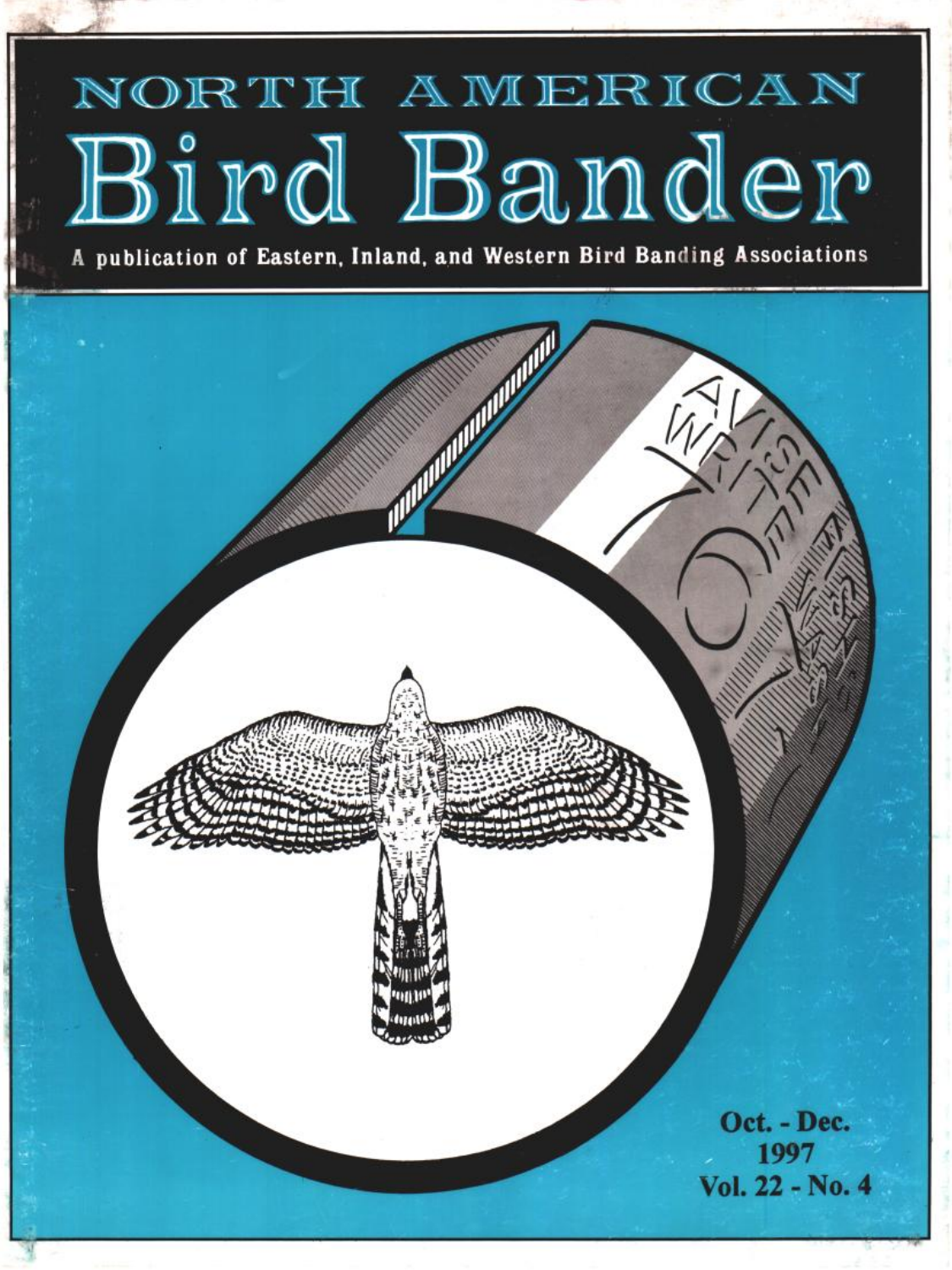# NORTH AMERICAN Bird Bander

A publication of Eastern, Inland, and Western Bird Banding Associations

Oct. - Dec.
1997
Vol. 22 - No. 4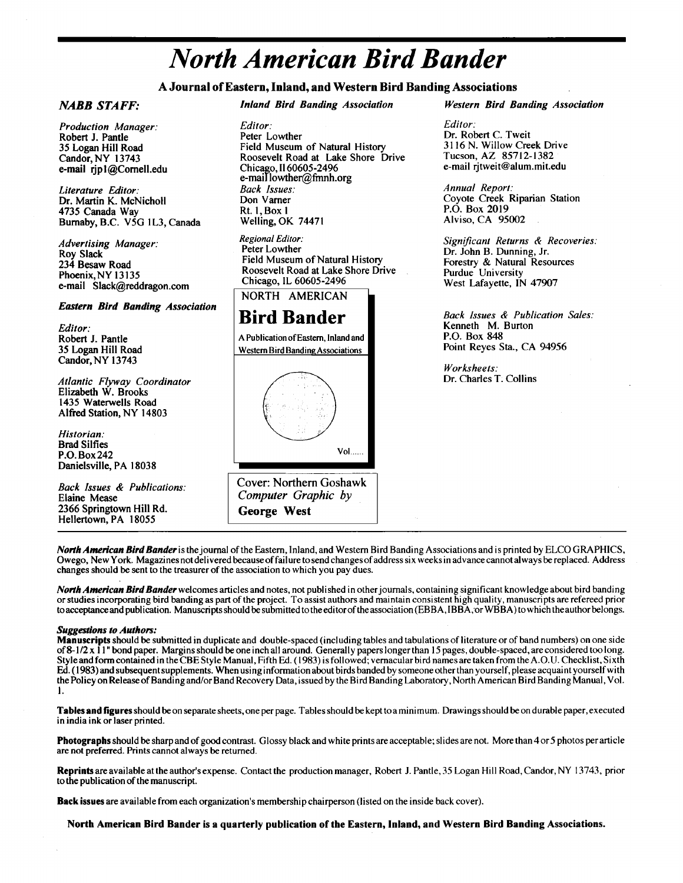# North American Bird Bander

**A Journal of Eastern, Inland, and Western Bird Banding Associations**

***NABB STAFF:***

*Production Manager:*
Robert J. Pantle
35 Logan Hill Road
Candor, NY 13743
e-mail rjp1@Cornell.edu

*Literature Editor:*
Dr. Martin K. McNicholl
4735 Canada Way
Burnaby, B.C. V5G 1L3, Canada

*Advertising Manager:*
Roy Slack
234 Besaw Road
Phoenix, NY 13135
e-mail Slack@reddragon.com

***Eastern Bird Banding Association***

*Editor:*
Robert J. Pantle
35 Logan Hill Road
Candor, NY 13743

*Atlantic Flyway Coordinator*
Elizabeth W. Brooks
1435 Waterwells Road
Alfred Station, NY 14803

*Historian:*
Brad Silfies
P.O. Box 242
Danielsville, PA 18038

*Back Issues & Publications:*
Elaine Mease
2366 Springtown Hill Rd.
Hellertown, PA 18055

***Inland Bird Banding Association***

*Editor:*
Peter Lowther
Field Museum of Natural History
Roosevelt Road at Lake Shore Drive
Chicago, Il 60605-2496
e-mail lowther@fmnh.org

*Back Issues:*
Don Varner
Rt. 1, Box 1
Welling, OK 74471

*Regional Editor:*
Peter Lowther
Field Museum of Natural History
Roosevelt Road at Lake Shore Drive
Chicago, IL 60605-2496

NORTH AMERICAN
**Bird Bander**
A Publication of Eastern, Inland and Western Bird Banding Associations

Vol......

Cover: Northern Goshawk
*Computer Graphic by*
**George West**

***Western Bird Banding Association***

*Editor:*
Dr. Robert C. Tweit
3116 N. Willow Creek Drive
Tucson, AZ 85712-1382
e-mail rjtweit@alum.mit.edu

*Annual Report:*
Coyote Creek Riparian Station
P.O. Box 2019
Alviso, CA 95002

*Significant Returns & Recoveries:*
Dr. John B. Dunning, Jr.
Forestry & Natural Resources
Purdue University
West Lafayette, IN 47907

*Back Issues & Publication Sales:*
Kenneth M. Burton
P.O. Box 848
Point Reyes Sta., CA 94956

*Worksheets:*
Dr. Charles T. Collins

---

***North American Bird Bander*** is the journal of the Eastern, Inland, and Western Bird Banding Associations and is printed by ELCO GRAPHICS, Owego, New York. Magazines not delivered because of failure to send changes of address six weeks in advance cannot always be replaced. Address changes should be sent to the treasurer of the association to which you pay dues.

***North American Bird Bander*** welcomes articles and notes, not published in other journals, containing significant knowledge about bird banding or studies incorporating bird banding as part of the project. To assist authors and maintain consistent high quality, manuscripts are refereed prior to acceptance and publication. Manuscripts should be submitted to the editor of the association (EBBA, IBBA, or WBBA) to which the author belongs.

***Suggestions to Authors:***

**Manuscripts** should be submitted in duplicate and double-spaced (including tables and tabulations of literature or of band numbers) on one side of 8-1/2 x 11" bond paper. Margins should be one inch all around. Generally papers longer than 15 pages, double-spaced, are considered too long. Style and form contained in the CBE Style Manual, Fifth Ed. (1983) is followed; vernacular bird names are taken from the A.O.U. Checklist, Sixth Ed. (1983) and subsequent supplements. When using information about birds banded by someone other than yourself, please acquaint yourself with the Policy on Release of Banding and/or Band Recovery Data, issued by the Bird Banding Laboratory, North American Bird Banding Manual, Vol. 1.

**Tables and figures** should be on separate sheets, one per page. Tables should be kept to a minimum. Drawings should be on durable paper, executed in india ink or laser printed.

**Photographs** should be sharp and of good contrast. Glossy black and white prints are acceptable; slides are not. More than 4 or 5 photos per article are not preferred. Prints cannot always be returned.

**Reprints** are available at the author's expense. Contact the production manager, Robert J. Pantle, 35 Logan Hill Road, Candor, NY 13743, prior to the publication of the manuscript.

**Back issues** are available from each organization's membership chairperson (listed on the inside back cover).

**North American Bird Bander is a quarterly publication of the Eastern, Inland, and Western Bird Banding Associations.**